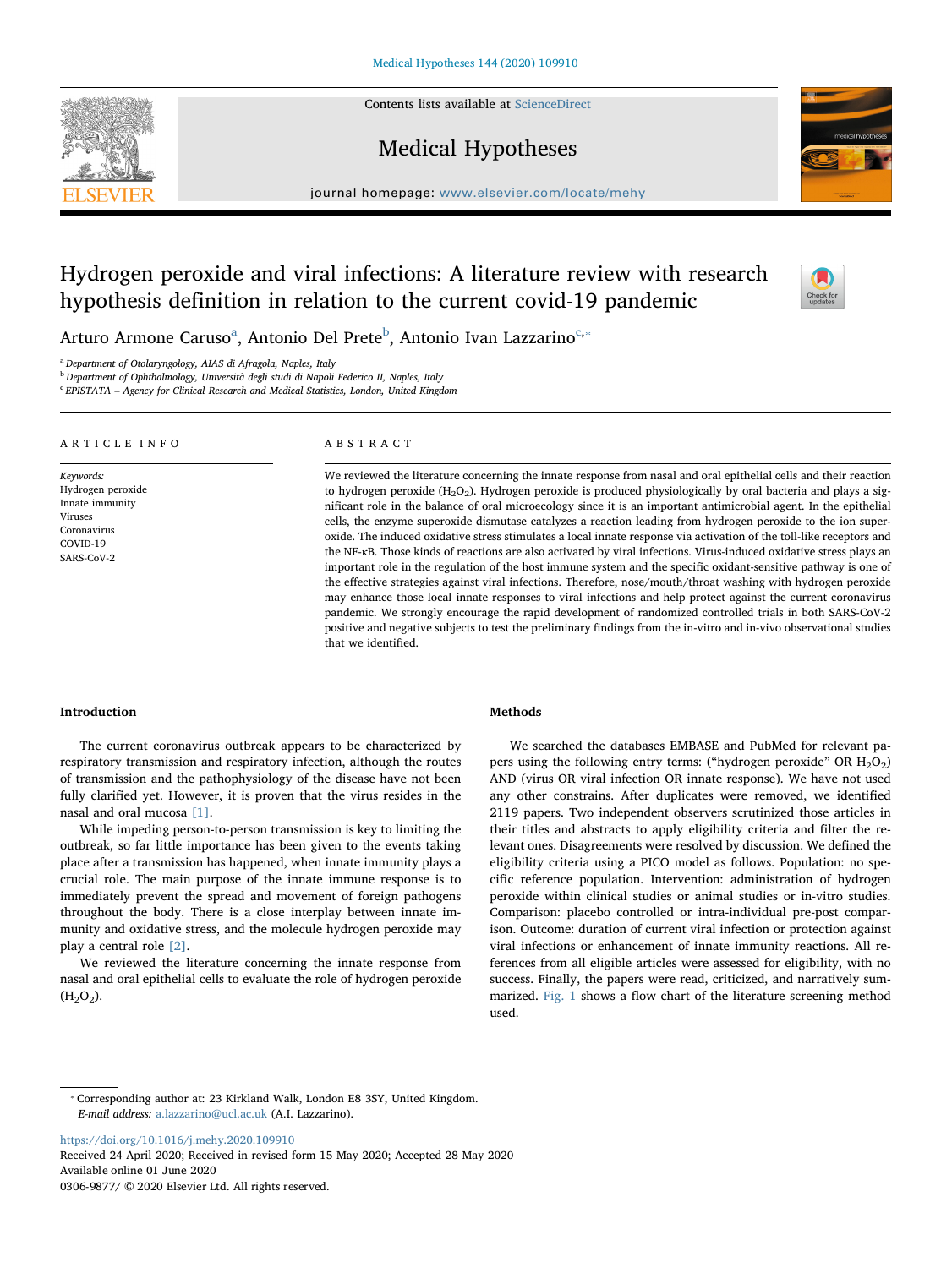# Hydrogen peroxide and viral infections: A literature review with research hypothesis definition in relation to the current covid-19 pandemic

Arturo Armone Caruso[a], Antonio Del Prete[b], Antonio Ivan Lazzarino[c,*]

[a] Department of Otolaryngology, AIAS di Afragola, Naples, Italy
[b] Department of Ophthalmology, Università degli studi di Napoli Federico II, Naples, Italy
[c] EPISTATA – Agency for Clinical Research and Medical Statistics, London, United Kingdom

## ARTICLE INFO

*Keywords:*
Hydrogen peroxide
Innate immunity
Viruses
Coronavirus
COVID-19
SARS-CoV-2

## ABSTRACT

We reviewed the literature concerning the innate response from nasal and oral epithelial cells and their reaction to hydrogen peroxide ($H_2O_2$). Hydrogen peroxide is produced physiologically by oral bacteria and plays a significant role in the balance of oral microecology since it is an important antimicrobial agent. In the epithelial cells, the enzyme superoxide dismutase catalyzes a reaction leading from hydrogen peroxide to the ion superoxide. The induced oxidative stress stimulates a local innate response via activation of the toll-like receptors and the NF-κB. Those kinds of reactions are also activated by viral infections. Virus-induced oxidative stress plays an important role in the regulation of the host immune system and the specific oxidant-sensitive pathway is one of the effective strategies against viral infections. Therefore, nose/mouth/throat washing with hydrogen peroxide may enhance those local innate responses to viral infections and help protect against the current coronavirus pandemic. We strongly encourage the rapid development of randomized controlled trials in both SARS-CoV-2 positive and negative subjects to test the preliminary findings from the in-vitro and in-vivo observational studies that we identified.

## Introduction

The current coronavirus outbreak appears to be characterized by respiratory transmission and respiratory infection, although the routes of transmission and the pathophysiology of the disease have not been fully clarified yet. However, it is proven that the virus resides in the nasal and oral mucosa [1].

While impeding person-to-person transmission is key to limiting the outbreak, so far little importance has been given to the events taking place after a transmission has happened, when innate immunity plays a crucial role. The main purpose of the innate immune response is to immediately prevent the spread and movement of foreign pathogens throughout the body. There is a close interplay between innate immunity and oxidative stress, and the molecule hydrogen peroxide may play a central role [2].

We reviewed the literature concerning the innate response from nasal and oral epithelial cells to evaluate the role of hydrogen peroxide ($H_2O_2$).

## Methods

We searched the databases EMBASE and PubMed for relevant papers using the following entry terms: ("hydrogen peroxide" OR $H_2O_2$) AND (virus OR viral infection OR innate response). We have not used any other constrains. After duplicates were removed, we identified 2119 papers. Two independent observers scrutinized those articles in their titles and abstracts to apply eligibility criteria and filter the relevant ones. Disagreements were resolved by discussion. We defined the eligibility criteria using a PICO model as follows. Population: no specific reference population. Intervention: administration of hydrogen peroxide within clinical studies or animal studies or in-vitro studies. Comparison: placebo controlled or intra-individual pre-post comparison. Outcome: duration of current viral infection or protection against viral infections or enhancement of innate immunity reactions. All references from all eligible articles were assessed for eligibility, with no success. Finally, the papers were read, criticized, and narratively summarized. Fig. 1 shows a flow chart of the literature screening method used.

* Corresponding author at: 23 Kirkland Walk, London E8 3SY, United Kingdom.
*E-mail address:* a.lazzarino@ucl.ac.uk (A.I. Lazzarino).

https://doi.org/10.1016/j.mehy.2020.109910
Received 24 April 2020; Received in revised form 15 May 2020; Accepted 28 May 2020
Available online 01 June 2020
0306-9877/ © 2020 Elsevier Ltd. All rights reserved.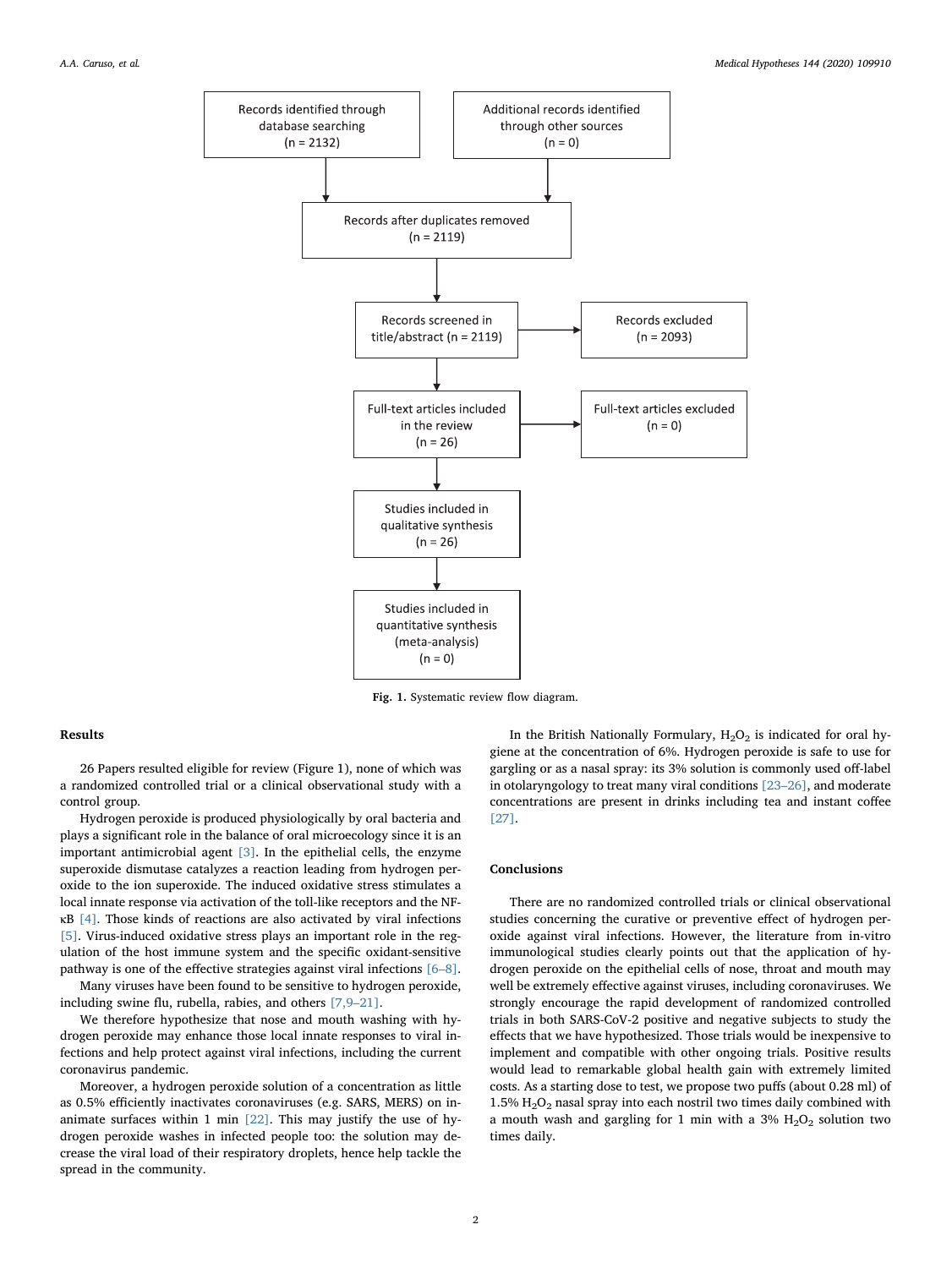Records identified through database searching (n = 2132)

Additional records identified through other sources (n = 0)

Records after duplicates removed (n = 2119)

Records screened in title/abstract (n = 2119)

Records excluded (n = 2093)

Full-text articles included in the review (n = 26)

Full-text articles excluded (n = 0)

Studies included in qualitative synthesis (n = 26)

Studies included in quantitative synthesis (meta-analysis) (n = 0)

**Fig. 1.** Systematic review flow diagram.

## Results

26 Papers resulted eligible for review (Figure 1), none of which was a randomized controlled trial or a clinical observational study with a control group.

Hydrogen peroxide is produced physiologically by oral bacteria and plays a significant role in the balance of oral microecology since it is an important antimicrobial agent [3]. In the epithelial cells, the enzyme superoxide dismutase catalyzes a reaction leading from hydrogen peroxide to the ion superoxide. The induced oxidative stress stimulates a local innate response via activation of the toll-like receptors and the NF-κB [4]. Those kinds of reactions are also activated by viral infections [5]. Virus-induced oxidative stress plays an important role in the regulation of the host immune system and the specific oxidant-sensitive pathway is one of the effective strategies against viral infections [6–8].

Many viruses have been found to be sensitive to hydrogen peroxide, including swine flu, rubella, rabies, and others [7,9–21].

We therefore hypothesize that nose and mouth washing with hydrogen peroxide may enhance those local innate responses to viral infections and help protect against viral infections, including the current coronavirus pandemic.

Moreover, a hydrogen peroxide solution of a concentration as little as 0.5% efficiently inactivates coronaviruses (e.g. SARS, MERS) on inanimate surfaces within 1 min [22]. This may justify the use of hydrogen peroxide washes in infected people too: the solution may decrease the viral load of their respiratory droplets, hence help tackle the spread in the community.

In the British Nationally Formulary, $H_2O_2$ is indicated for oral hygiene at the concentration of 6%. Hydrogen peroxide is safe to use for gargling or as a nasal spray: its 3% solution is commonly used off-label in otolaryngology to treat many viral conditions [23–26], and moderate concentrations are present in drinks including tea and instant coffee [27].

## Conclusions

There are no randomized controlled trials or clinical observational studies concerning the curative or preventive effect of hydrogen peroxide against viral infections. However, the literature from in-vitro immunological studies clearly points out that the application of hydrogen peroxide on the epithelial cells of nose, throat and mouth may well be extremely effective against viruses, including coronaviruses. We strongly encourage the rapid development of randomized controlled trials in both SARS-CoV-2 positive and negative subjects to study the effects that we have hypothesized. Those trials would be inexpensive to implement and compatible with other ongoing trials. Positive results would lead to remarkable global health gain with extremely limited costs. As a starting dose to test, we propose two puffs (about 0.28 ml) of 1.5% $H_2O_2$ nasal spray into each nostril two times daily combined with a mouth wash and gargling for 1 min with a 3% $H_2O_2$ solution two times daily.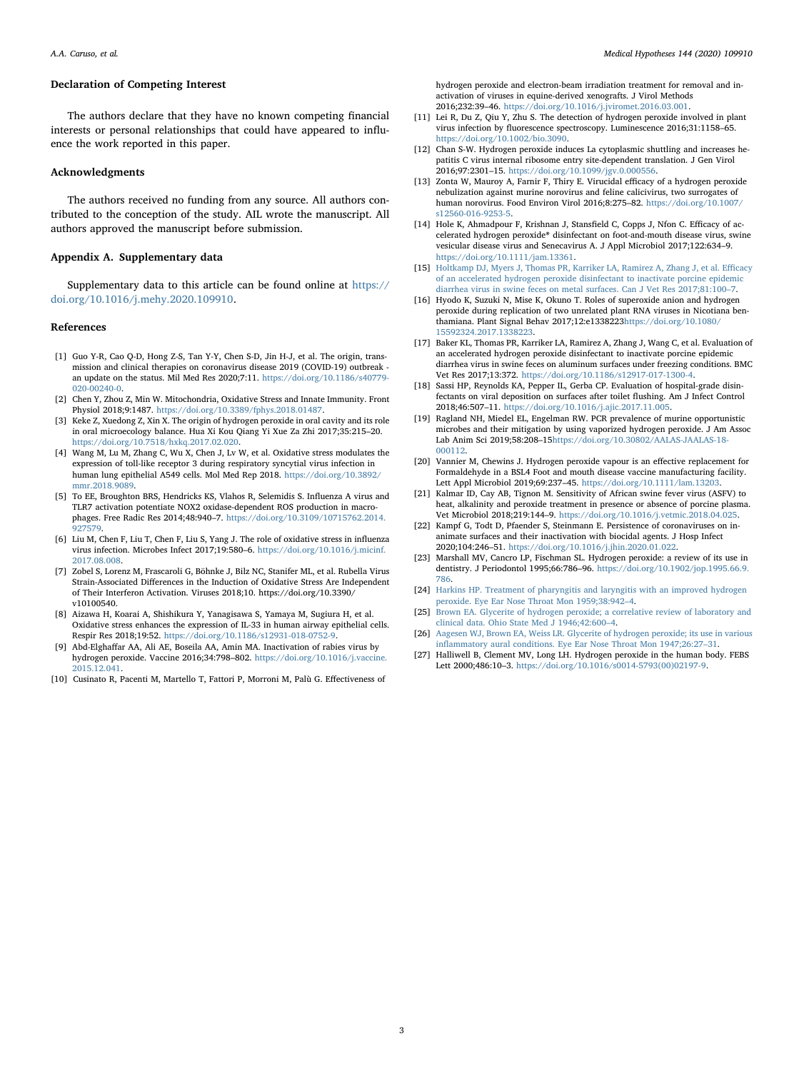## Declaration of Competing Interest

The authors declare that they have no known competing financial interests or personal relationships that could have appeared to influence the work reported in this paper.

## Acknowledgments

The authors received no funding from any source. All authors contributed to the conception of the study. AIL wrote the manuscript. All authors approved the manuscript before submission.

## Appendix A. Supplementary data

Supplementary data to this article can be found online at https://doi.org/10.1016/j.mehy.2020.109910.

## References

[1] Guo Y-R, Cao Q-D, Hong Z-S, Tan Y-Y, Chen S-D, Jin H-J, et al. The origin, transmission and clinical therapies on coronavirus disease 2019 (COVID-19) outbreak - an update on the status. Mil Med Res 2020;7:11. https://doi.org/10.1186/s40779-020-00240-0.

[2] Chen Y, Zhou Z, Min W. Mitochondria, Oxidative Stress and Innate Immunity. Front Physiol 2018;9:1487. https://doi.org/10.3389/fphys.2018.01487.

[3] Keke Z, Xuedong Z, Xin X. The origin of hydrogen peroxide in oral cavity and its role in oral microecology balance. Hua Xi Kou Qiang Yi Xue Za Zhi 2017;35:215–20. https://doi.org/10.7518/hxkq.2017.02.020.

[4] Wang M, Lu M, Zhang C, Wu X, Chen J, Lv W, et al. Oxidative stress modulates the expression of toll-like receptor 3 during respiratory syncytial virus infection in human lung epithelial A549 cells. Mol Med Rep 2018. https://doi.org/10.3892/mmr.2018.9089.

[5] To EE, Broughton BRS, Hendricks KS, Vlahos R, Selemidis S. Influenza A virus and TLR7 activation potentiate NOX2 oxidase-dependent ROS production in macrophages. Free Radic Res 2014;48:940–7. https://doi.org/10.3109/10715762.2014.927579.

[6] Liu M, Chen F, Liu T, Chen F, Liu S, Yang J. The role of oxidative stress in influenza virus infection. Microbes Infect 2017;19:580–6. https://doi.org/10.1016/j.micinf.2017.08.008.

[7] Zobel S, Lorenz M, Frascaroli G, Böhnke J, Bilz NC, Stanifer ML, et al. Rubella Virus Strain-Associated Differences in the Induction of Oxidative Stress Are Independent of Their Interferon Activation. Viruses 2018;10. https://doi.org/10.3390/v10100540.

[8] Aizawa H, Koarai A, Shishikura Y, Yanagisawa S, Yamaya M, Sugiura H, et al. Oxidative stress enhances the expression of IL-33 in human airway epithelial cells. Respir Res 2018;19:52. https://doi.org/10.1186/s12931-018-0752-9.

[9] Abd-Elghaffar AA, Ali AE, Boseila AA, Amin MA. Inactivation of rabies virus by hydrogen peroxide. Vaccine 2016;34:798–802. https://doi.org/10.1016/j.vaccine.2015.12.041.

[10] Cusinato R, Pacenti M, Martello T, Fattori P, Morroni M, Palù G. Effectiveness of hydrogen peroxide and electron-beam irradiation treatment for removal and inactivation of viruses in equine-derived xenografts. J Virol Methods 2016;232:39–46. https://doi.org/10.1016/j.jviromet.2016.03.001.

[11] Lei R, Du Z, Qiu Y, Zhu S. The detection of hydrogen peroxide involved in plant virus infection by fluorescence spectroscopy. Luminescence 2016;31:1158–65. https://doi.org/10.1002/bio.3090.

[12] Chan S-W. Hydrogen peroxide induces La cytoplasmic shuttling and increases hepatitis C virus internal ribosome entry site-dependent translation. J Gen Virol 2016;97:2301–15. https://doi.org/10.1099/jgv.0.000556.

[13] Zonta W, Mauroy A, Farnir F, Thiry E. Virucidal efficacy of a hydrogen peroxide nebulization against murine norovirus and feline calicivirus, two surrogates of human norovirus. Food Environ Virol 2016;8:275–82. https://doi.org/10.1007/s12560-016-9253-5.

[14] Hole K, Ahmadpour F, Krishnan J, Stansfield C, Copps J, Nfon C. Efficacy of accelerated hydrogen peroxide® disinfectant on foot-and-mouth disease virus, swine vesicular disease virus and Senecavirus A. J Appl Microbiol 2017;122:634–9. https://doi.org/10.1111/jam.13361.

[15] Holtkamp DJ, Myers J, Thomas PR, Karriker LA, Ramirez A, Zhang J, et al. Efficacy of an accelerated hydrogen peroxide disinfectant to inactivate porcine epidemic diarrhea virus in swine feces on metal surfaces. Can J Vet Res 2017;81:100–7.

[16] Hyodo K, Suzuki N, Mise K, Okuno T. Roles of superoxide anion and hydrogen peroxide during replication of two unrelated plant RNA viruses in Nicotiana benthamiana. Plant Signal Behav 2017;12:e1338223https://doi.org/10.1080/15592324.2017.1338223.

[17] Baker KL, Thomas PR, Karriker LA, Ramirez A, Zhang J, Wang C, et al. Evaluation of an accelerated hydrogen peroxide disinfectant to inactivate porcine epidemic diarrhea virus in swine feces on aluminum surfaces under freezing conditions. BMC Vet Res 2017;13:372. https://doi.org/10.1186/s12917-017-1300-4.

[18] Sassi HP, Reynolds KA, Pepper IL, Gerba CP. Evaluation of hospital-grade disinfectants on viral deposition on surfaces after toilet flushing. Am J Infect Control 2018;46:507–11. https://doi.org/10.1016/j.ajic.2017.11.005.

[19] Ragland NH, Miedel EL, Engelman RW. PCR prevalence of murine opportunistic microbes and their mitigation by using vaporized hydrogen peroxide. J Am Assoc Lab Anim Sci 2019;58:208–15https://doi.org/10.30802/AALAS-JAALAS-18-000112.

[20] Vannier M, Chewins J. Hydrogen peroxide vapour is an effective replacement for Formaldehyde in a BSL4 Foot and mouth disease vaccine manufacturing facility. Lett Appl Microbiol 2019;69:237–45. https://doi.org/10.1111/lam.13203.

[21] Kalmar ID, Cay AB, Tignon M. Sensitivity of African swine fever virus (ASFV) to heat, alkalinity and peroxide treatment in presence or absence of porcine plasma. Vet Microbiol 2018;219:144–9. https://doi.org/10.1016/j.vetmic.2018.04.025.

[22] Kampf G, Todt D, Pfaender S, Steinmann E. Persistence of coronaviruses on inanimate surfaces and their inactivation with biocidal agents. J Hosp Infect 2020;104:246–51. https://doi.org/10.1016/j.jhin.2020.01.022.

[23] Marshall MV, Cancro LP, Fischman SL. Hydrogen peroxide: a review of its use in dentistry. J Periodontol 1995;66:786–96. https://doi.org/10.1902/jop.1995.66.9.786.

[24] Harkins HP. Treatment of pharyngitis and laryngitis with an improved hydrogen peroxide. Eye Ear Nose Throat Mon 1959;38:942–4.

[25] Brown EA. Glycerite of hydrogen peroxide; a correlative review of laboratory and clinical data. Ohio State Med J 1946;42:600–4.

[26] Aagesen WJ, Brown EA, Weiss LR. Glycerite of hydrogen peroxide; its use in various inflammatory aural conditions. Eye Ear Nose Throat Mon 1947;26:27–31.

[27] Halliwell B, Clement MV, Long LH. Hydrogen peroxide in the human body. FEBS Lett 2000;486:10–3. https://doi.org/10.1016/s0014-5793(00)02197-9.